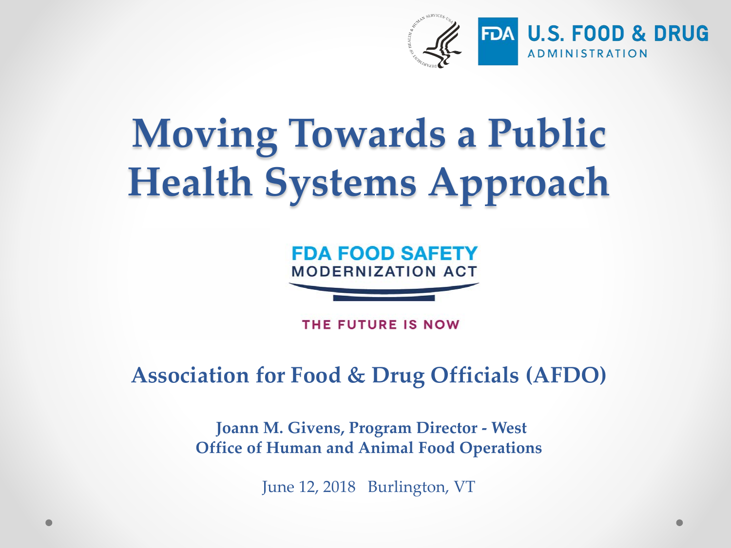U.S. FOOD & DRUG ADMINISTRATION

# Moving Towards a Public Health Systems Approach

FDA FOOD SAFETY MODERNIZATION ACT

THE FUTURE IS NOW

## Association for Food & Drug Officials (AFDO)

**Joann M. Givens, Program Director - West**
**Office of Human and Animal Food Operations**

June 12, 2018 Burlington, VT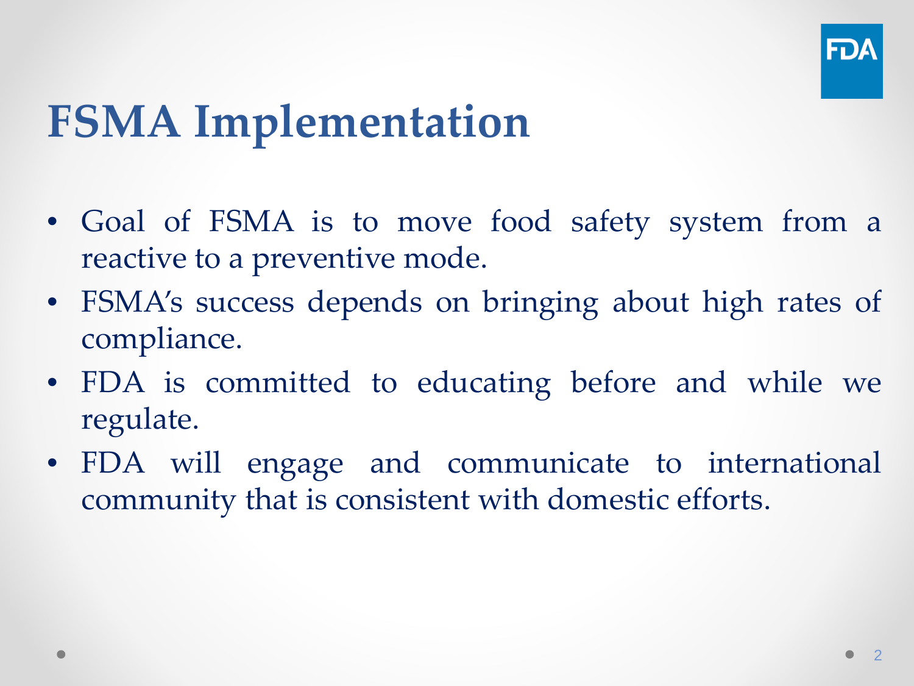# FSMA Implementation

- Goal of FSMA is to move food safety system from a reactive to a preventive mode.
- FSMA's success depends on bringing about high rates of compliance.
- FDA is committed to educating before and while we regulate.
- FDA will engage and communicate to international community that is consistent with domestic efforts.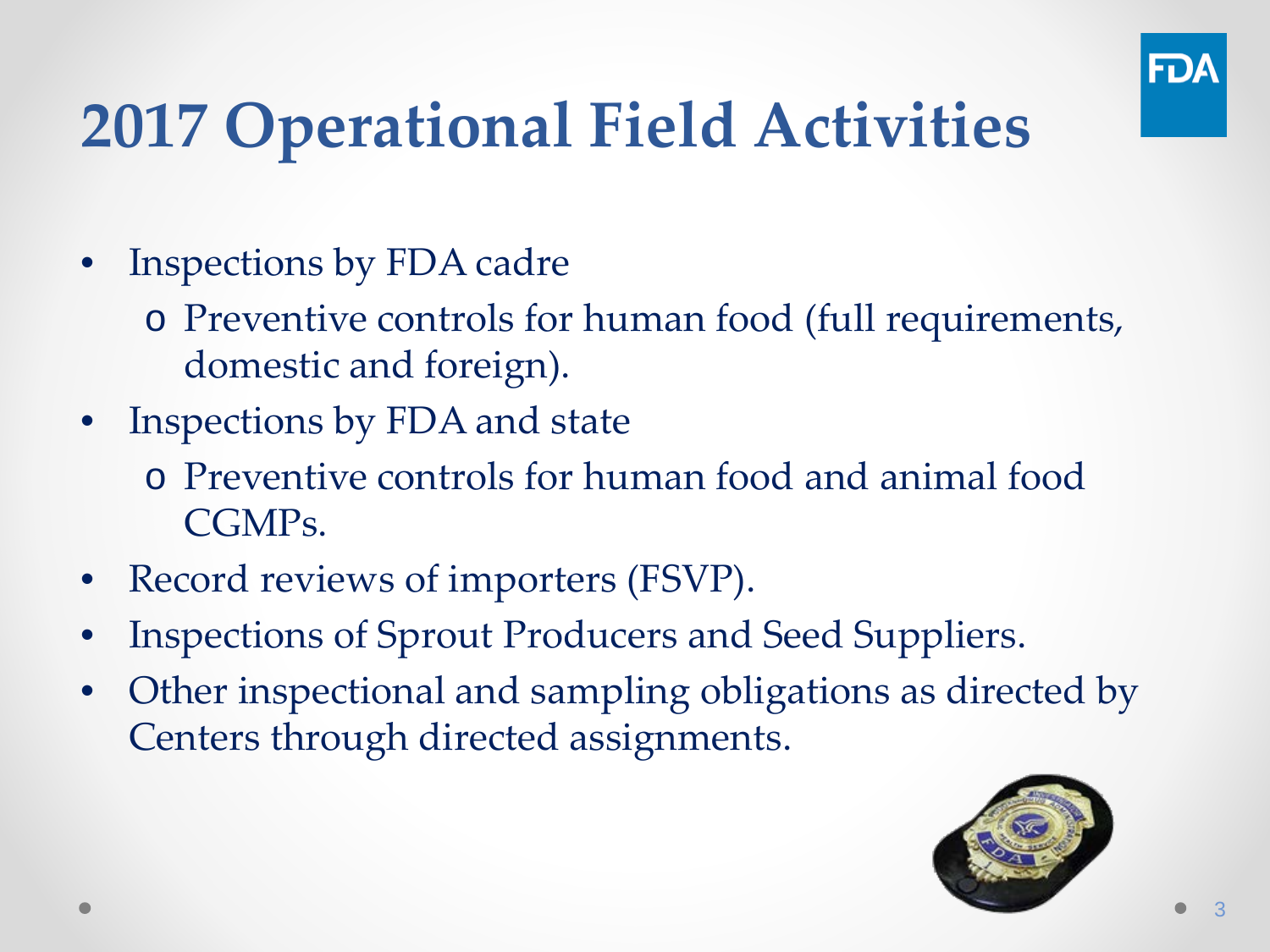# 2017 Operational Field Activities

- Inspections by FDA cadre
  - Preventive controls for human food (full requirements, domestic and foreign).
- Inspections by FDA and state
  - Preventive controls for human food and animal food CGMPs.
- Record reviews of importers (FSVP).
- Inspections of Sprout Producers and Seed Suppliers.
- Other inspectional and sampling obligations as directed by Centers through directed assignments.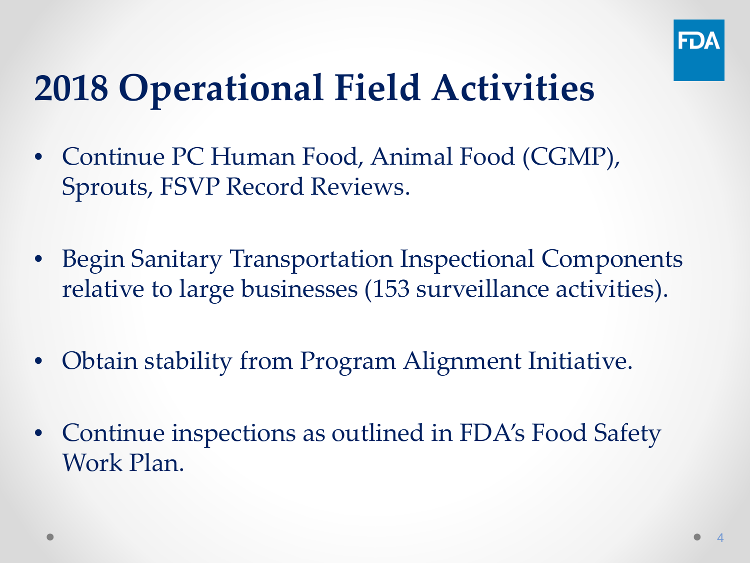# 2018 Operational Field Activities

- Continue PC Human Food, Animal Food (CGMP), Sprouts, FSVP Record Reviews.
- Begin Sanitary Transportation Inspectional Components relative to large businesses (153 surveillance activities).
- Obtain stability from Program Alignment Initiative.
- Continue inspections as outlined in FDA's Food Safety Work Plan.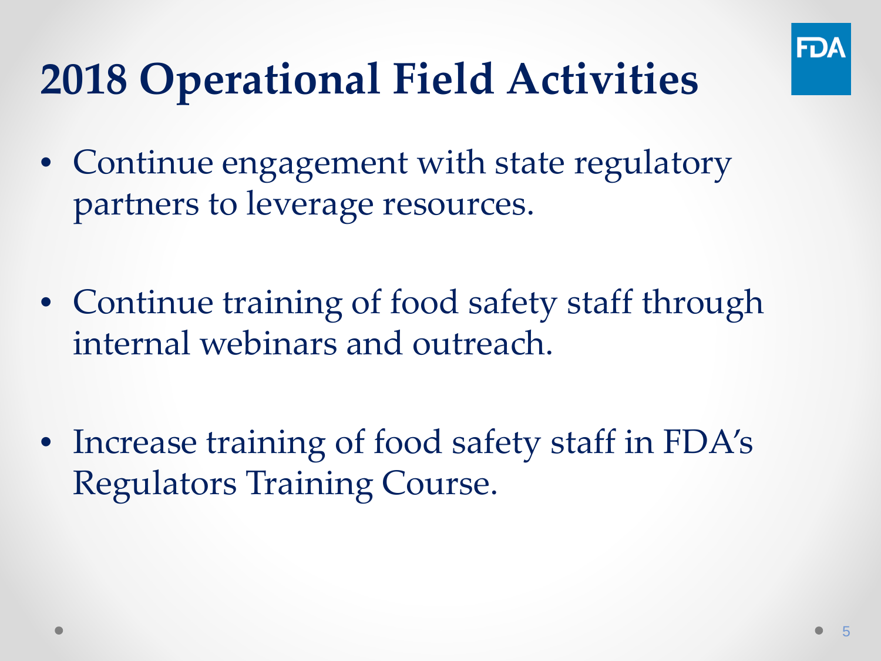# 2018 Operational Field Activities

- Continue engagement with state regulatory partners to leverage resources.

- Continue training of food safety staff through internal webinars and outreach.

- Increase training of food safety staff in FDA's Regulators Training Course.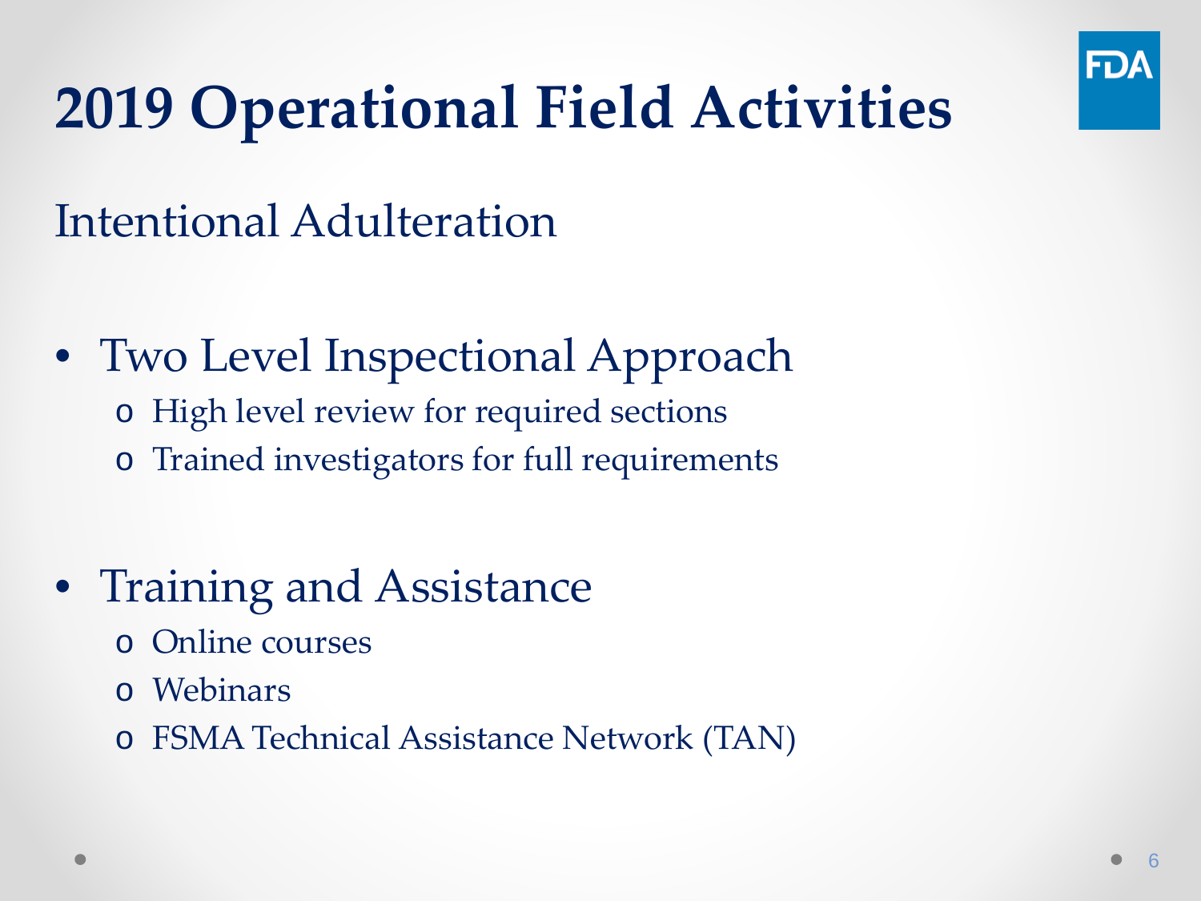# 2019 Operational Field Activities

## Intentional Adulteration

- Two Level Inspectional Approach
  - High level review for required sections
  - Trained investigators for full requirements

- Training and Assistance
  - Online courses
  - Webinars
  - FSMA Technical Assistance Network (TAN)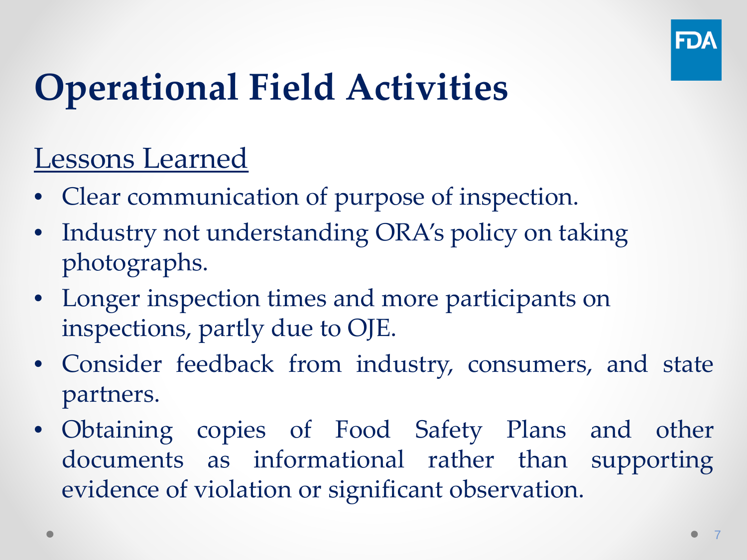# Operational Field Activities

## Lessons Learned

- Clear communication of purpose of inspection.
- Industry not understanding ORA's policy on taking photographs.
- Longer inspection times and more participants on inspections, partly due to OJE.
- Consider feedback from industry, consumers, and state partners.
- Obtaining copies of Food Safety Plans and other documents as informational rather than supporting evidence of violation or significant observation.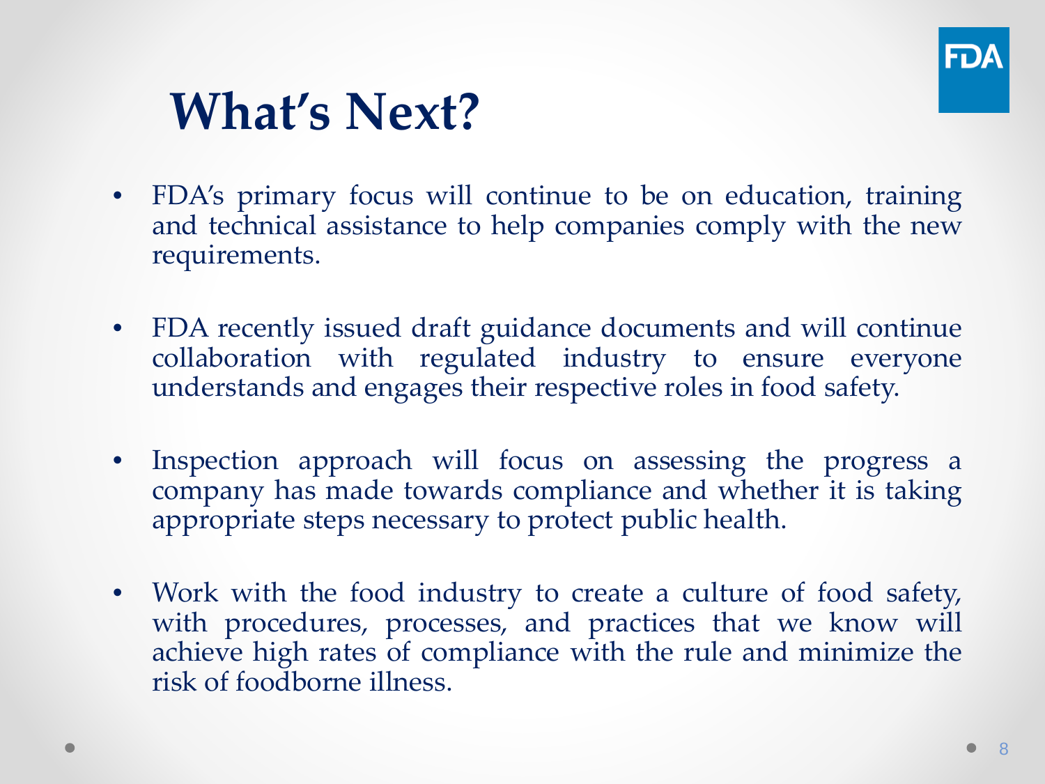# What's Next?

- FDA's primary focus will continue to be on education, training and technical assistance to help companies comply with the new requirements.
- FDA recently issued draft guidance documents and will continue collaboration with regulated industry to ensure everyone understands and engages their respective roles in food safety.
- Inspection approach will focus on assessing the progress a company has made towards compliance and whether it is taking appropriate steps necessary to protect public health.
- Work with the food industry to create a culture of food safety, with procedures, processes, and practices that we know will achieve high rates of compliance with the rule and minimize the risk of foodborne illness.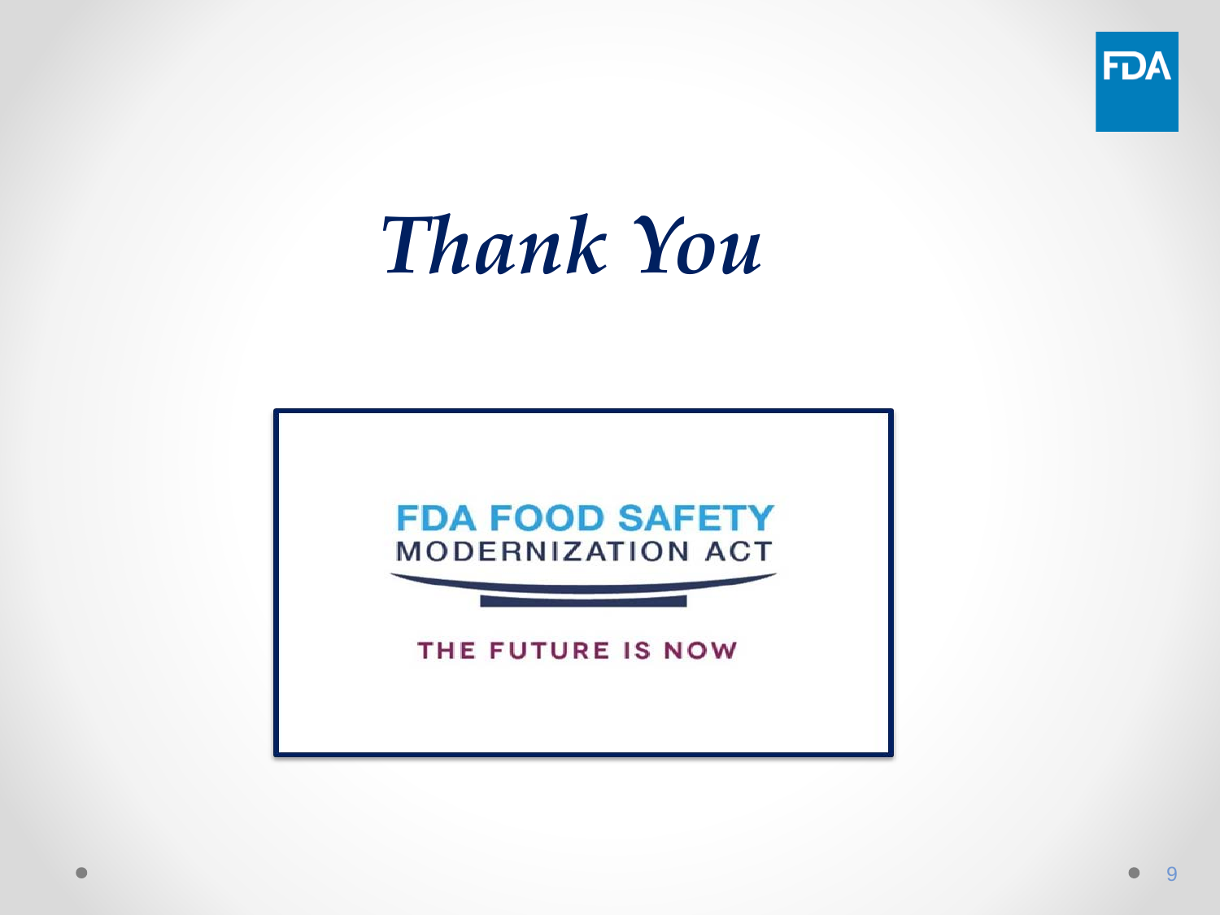# *Thank You*

FDA FOOD SAFETY
MODERNIZATION ACT

THE FUTURE IS NOW